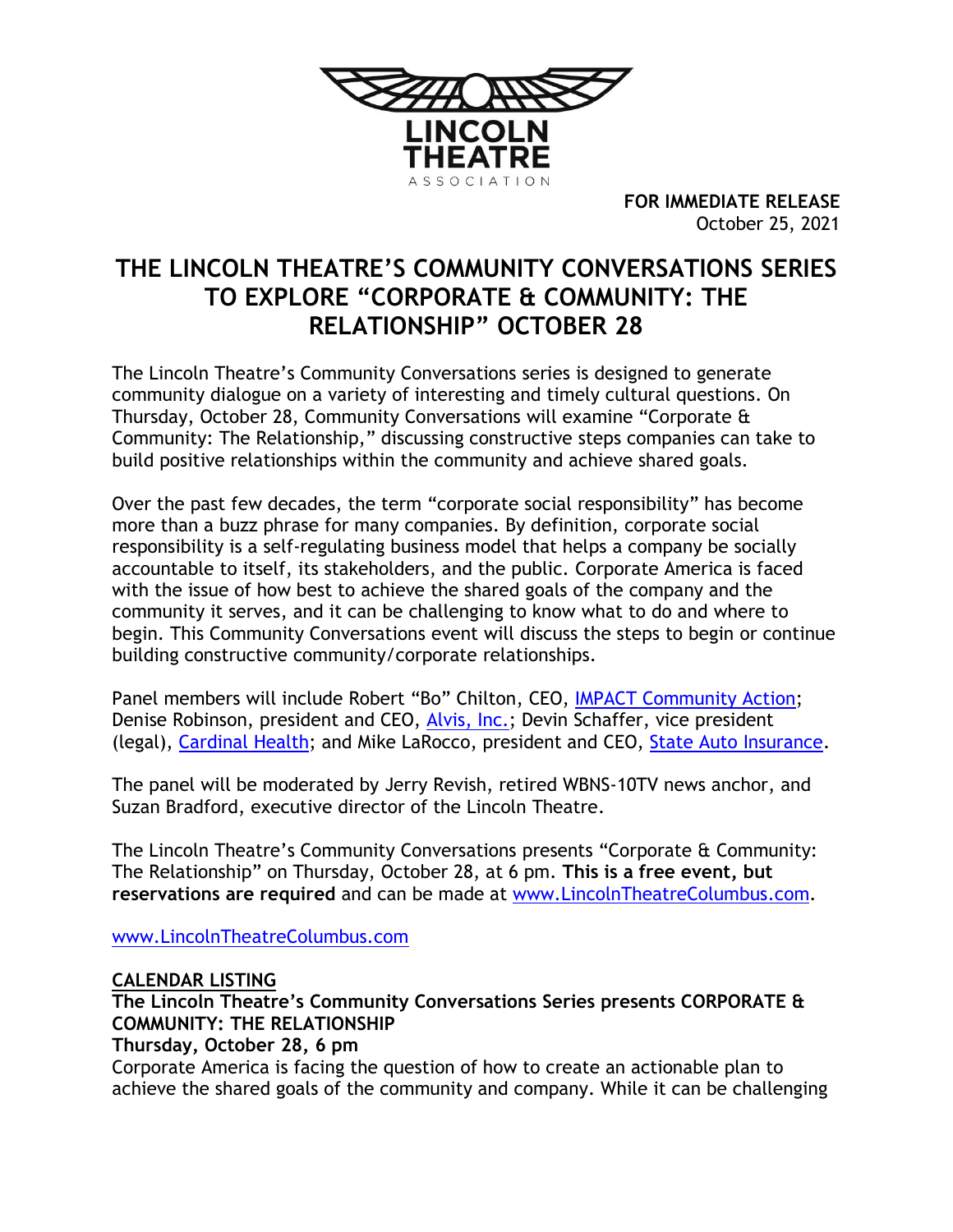LINCOLN THEATRE
ASSOCIATION

**FOR IMMEDIATE RELEASE**
October 25, 2021

# THE LINCOLN THEATRE'S COMMUNITY CONVERSATIONS SERIES TO EXPLORE "CORPORATE & COMMUNITY: THE RELATIONSHIP" OCTOBER 28

The Lincoln Theatre's Community Conversations series is designed to generate community dialogue on a variety of interesting and timely cultural questions. On Thursday, October 28, Community Conversations will examine "Corporate & Community: The Relationship," discussing constructive steps companies can take to build positive relationships within the community and achieve shared goals.

Over the past few decades, the term "corporate social responsibility" has become more than a buzz phrase for many companies. By definition, corporate social responsibility is a self-regulating business model that helps a company be socially accountable to itself, its stakeholders, and the public. Corporate America is faced with the issue of how best to achieve the shared goals of the company and the community it serves, and it can be challenging to know what to do and where to begin. This Community Conversations event will discuss the steps to begin or continue building constructive community/corporate relationships.

Panel members will include Robert "Bo" Chilton, CEO, IMPACT Community Action; Denise Robinson, president and CEO, Alvis, Inc.; Devin Schaffer, vice president (legal), Cardinal Health; and Mike LaRocco, president and CEO, State Auto Insurance.

The panel will be moderated by Jerry Revish, retired WBNS-10TV news anchor, and Suzan Bradford, executive director of the Lincoln Theatre.

The Lincoln Theatre's Community Conversations presents "Corporate & Community: The Relationship" on Thursday, October 28, at 6 pm. **This is a free event, but reservations are required** and can be made at www.LincolnTheatreColumbus.com.

www.LincolnTheatreColumbus.com

**CALENDAR LISTING**
**The Lincoln Theatre's Community Conversations Series presents CORPORATE & COMMUNITY: THE RELATIONSHIP**
**Thursday, October 28, 6 pm**
Corporate America is facing the question of how to create an actionable plan to achieve the shared goals of the community and company. While it can be challenging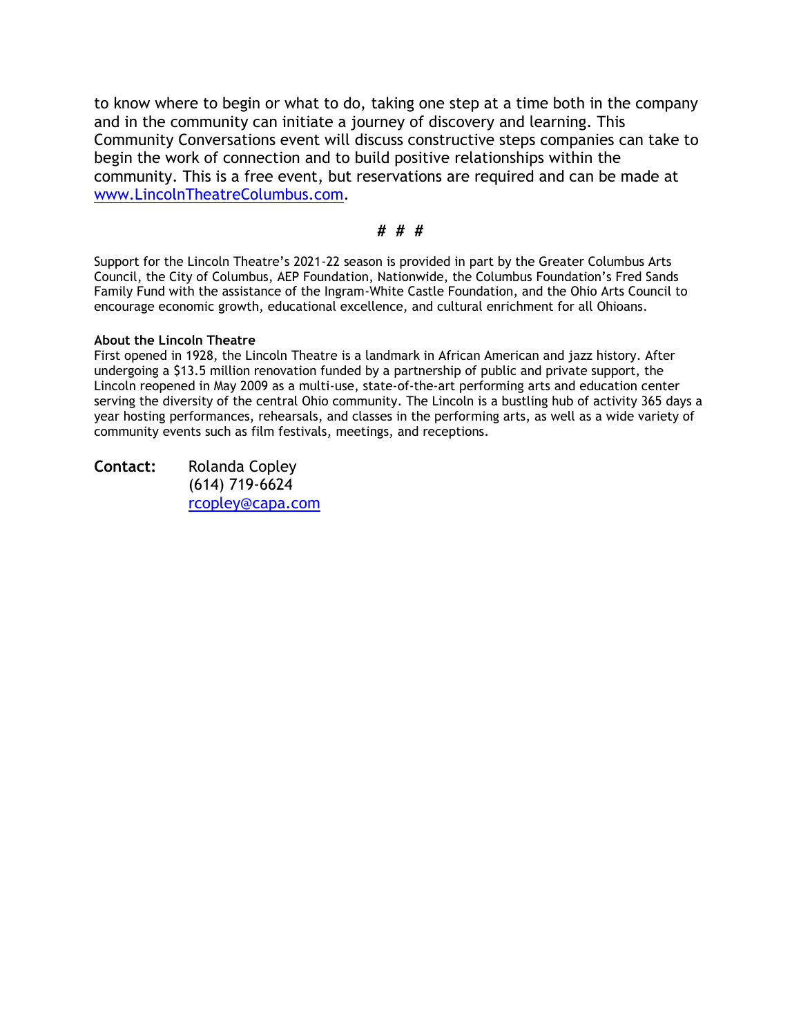to know where to begin or what to do, taking one step at a time both in the company and in the community can initiate a journey of discovery and learning. This Community Conversations event will discuss constructive steps companies can take to begin the work of connection and to build positive relationships within the community. This is a free event, but reservations are required and can be made at [www.LincolnTheatreColumbus.com](http://www.LincolnTheatreColumbus.com).

*# # #*

Support for the Lincoln Theatre's 2021-22 season is provided in part by the Greater Columbus Arts Council, the City of Columbus, AEP Foundation, Nationwide, the Columbus Foundation's Fred Sands Family Fund with the assistance of the Ingram-White Castle Foundation, and the Ohio Arts Council to encourage economic growth, educational excellence, and cultural enrichment for all Ohioans.

**About the Lincoln Theatre**
First opened in 1928, the Lincoln Theatre is a landmark in African American and jazz history. After undergoing a $13.5 million renovation funded by a partnership of public and private support, the Lincoln reopened in May 2009 as a multi-use, state-of-the-art performing arts and education center serving the diversity of the central Ohio community. The Lincoln is a bustling hub of activity 365 days a year hosting performances, rehearsals, and classes in the performing arts, as well as a wide variety of community events such as film festivals, meetings, and receptions.

**Contact:** Rolanda Copley
(614) 719-6624
[rcopley@capa.com](mailto:rcopley@capa.com)